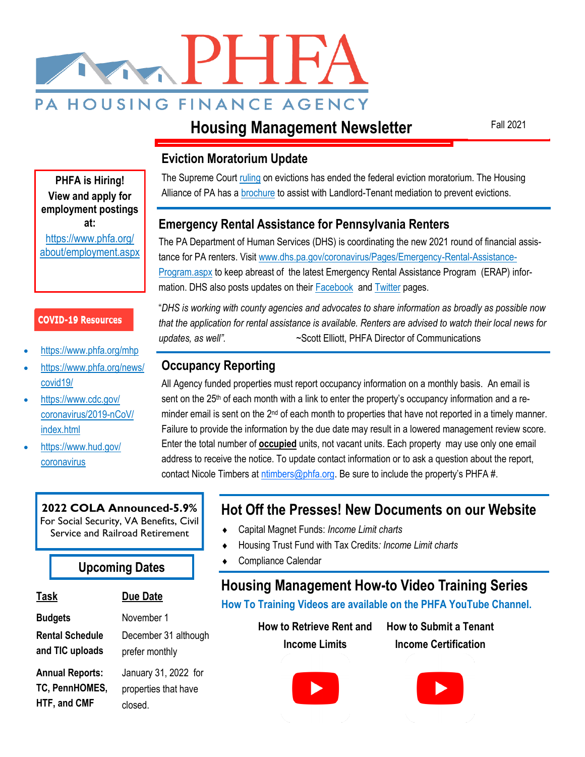# PHFA

PA HOUSING FINANCE AGENCY

## Housing Management Newsletter

Fall 2021

### Eviction Moratorium Update

The Supreme Court ruling on evictions has ended the federal eviction moratorium. The Housing Alliance of PA has a brochure to assist with Landlord-Tenant mediation to prevent evictions.

### Emergency Rental Assistance for Pennsylvania Renters

The PA Department of Human Services (DHS) is coordinating the new 2021 round of financial assistance for PA renters. Visit www.dhs.pa.gov/coronavirus/Pages/Emergency-Rental-Assistance-Program.aspx to keep abreast of the latest Emergency Rental Assistance Program (ERAP) information. DHS also posts updates on their Facebook and Twitter pages.

"*DHS is working with county agencies and advocates to share information as broadly as possible now that the application for rental assistance is available. Renters are advised to watch their local news for updates, as well".* ~Scott Elliott, PHFA Director of Communications

### Occupancy Reporting

All Agency funded properties must report occupancy information on a monthly basis. An email is sent on the 25th of each month with a link to enter the property's occupancy information and a reminder email is sent on the 2nd of each month to properties that have not reported in a timely manner. Failure to provide the information by the due date may result in a lowered management review score. Enter the total number of **occupied** units, not vacant units. Each property may use only one email address to receive the notice. To update contact information or to ask a question about the report, contact Nicole Timbers at ntimbers@phfa.org. Be sure to include the property's PHFA #.

**PHFA is Hiring! View and apply for employment postings at:**
https://www.phfa.org/about/employment.aspx

**COVID-19 Resources**

- https://www.phfa.org/mhp
- https://www.phfa.org/news/covid19/
- https://www.cdc.gov/coronavirus/2019-nCoV/index.html
- https://www.hud.gov/coronavirus

**2022 COLA Announced-5.9%**
For Social Security, VA Benefits, Civil Service and Railroad Retirement

### Upcoming Dates

| Task | Due Date |
|---|---|
| Budgets | November 1 |
| Rental Schedule and TIC uploads | December 31 although prefer monthly |
| Annual Reports: TC, PennHOMES, HTF, and CMF | January 31, 2022 for properties that have closed. |

## Hot Off the Presses! New Documents on our Website

- Capital Magnet Funds: *Income Limit charts*
- Housing Trust Fund with Tax Credits*: Income Limit charts*
- Compliance Calendar

## Housing Management How-to Video Training Series

**How To Training Videos are available on the PHFA YouTube Channel.**

**How to Retrieve Rent and Income Limits**

**How to Submit a Tenant Income Certification**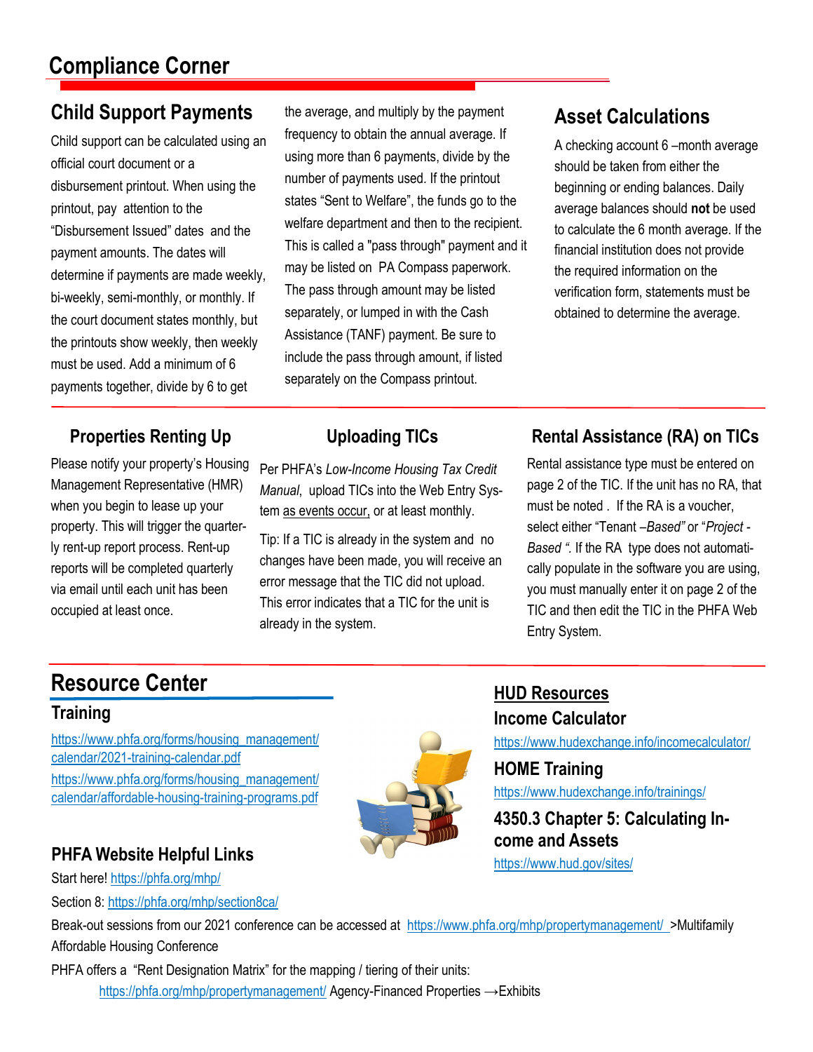# Compliance Corner

## Child Support Payments

Child support can be calculated using an official court document or a disbursement printout. When using the printout, pay attention to the "Disbursement Issued" dates and the payment amounts. The dates will determine if payments are made weekly, bi-weekly, semi-monthly, or monthly. If the court document states monthly, but the printouts show weekly, then weekly must be used. Add a minimum of 6 payments together, divide by 6 to get the average, and multiply by the payment frequency to obtain the annual average. If using more than 6 payments, divide by the number of payments used. If the printout states "Sent to Welfare", the funds go to the welfare department and then to the recipient. This is called a "pass through" payment and it may be listed on PA Compass paperwork. The pass through amount may be listed separately, or lumped in with the Cash Assistance (TANF) payment. Be sure to include the pass through amount, if listed separately on the Compass printout.

## Asset Calculations

A checking account 6 –month average should be taken from either the beginning or ending balances. Daily average balances should **not** be used to calculate the 6 month average. If the financial institution does not provide the required information on the verification form, statements must be obtained to determine the average.

## Properties Renting Up

Please notify your property's Housing Management Representative (HMR) when you begin to lease up your property. This will trigger the quarterly rent-up report process. Rent-up reports will be completed quarterly via email until each unit has been occupied at least once.

## Uploading TICs

Per PHFA's *Low-Income Housing Tax Credit Manual*, upload TICs into the Web Entry System as events occur, or at least monthly.

Tip: If a TIC is already in the system and no changes have been made, you will receive an error message that the TIC did not upload. This error indicates that a TIC for the unit is already in the system.

## Rental Assistance (RA) on TICs

Rental assistance type must be entered on page 2 of the TIC. If the unit has no RA, that must be noted . If the RA is a voucher, select either "Tenant *–Based"* or "*Project -Based ".* If the RA type does not automatically populate in the software you are using, you must manually enter it on page 2 of the TIC and then edit the TIC in the PHFA Web Entry System.

# Resource Center

## Training

https://www.phfa.org/forms/housing_management/calendar/2021-training-calendar.pdf

https://www.phfa.org/forms/housing_management/calendar/affordable-housing-training-programs.pdf

## PHFA Website Helpful Links

Start here! https://phfa.org/mhp/

Section 8: https://phfa.org/mhp/section8ca/

Break-out sessions from our 2021 conference can be accessed at https://www.phfa.org/mhp/propertymanagement/ >Multifamily Affordable Housing Conference

PHFA offers a "Rent Designation Matrix" for the mapping / tiering of their units:

https://phfa.org/mhp/propertymanagement/ Agency-Financed Properties →Exhibits

## HUD Resources

### Income Calculator

https://www.hudexchange.info/incomecalculator/

### HOME Training

https://www.hudexchange.info/trainings/

### 4350.3 Chapter 5: Calculating Income and Assets

https://www.hud.gov/sites/